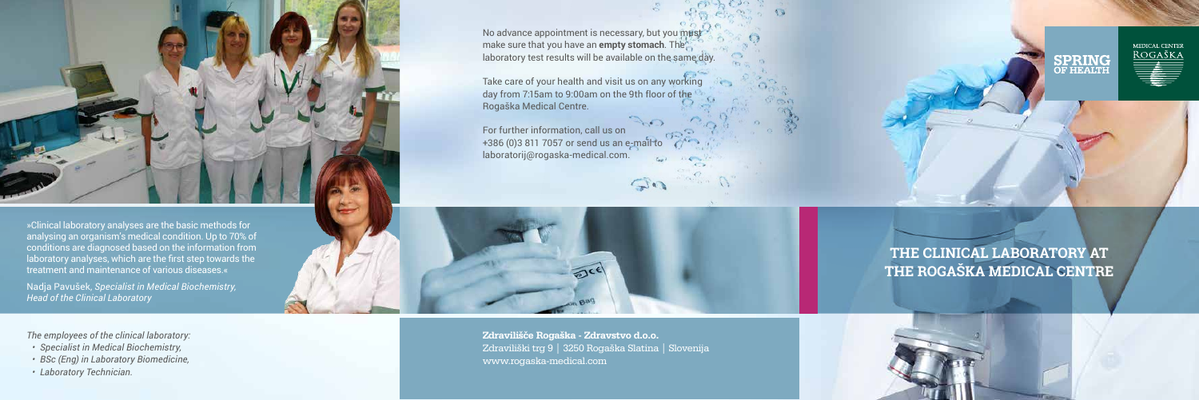»Clinical laboratory analyses are the basic methods for analysing an organism's medical condition. Up to 70% of conditions are diagnosed based on the information from laboratory analyses, which are the first step towards the treatment and maintenance of various diseases.«

Nadja Pavušek, *Specialist in Medical Biochemistry, Head of the Clinical Laboratory*

*The employees of the clinical laboratory:*

- *Specialist in Medical Biochemistry,*
- *BSc (Eng) in Laboratory Biomedicine,*
- *Laboratory Technician.*

No advance appointment is necessary, but you must make sure that you have an **empty stomach**. The laboratory test results will be available on the same day.

Take care of your health and visit us on any working day from 7:15am to 9:00am on the 9th floor of the Rogaška Medical Centre.

For further information, call us on +386 (0)3 811 7057 or send us an e-mail to laboratorij@rogaska-medical.com.

**Zdravilišče Rogaška - Zdravstvo d.o.o.**
Zdraviliški trg 9 | 3250 Rogaška Slatina | Slovenija
www.rogaska-medical.com

SPRING OF HEALTH

MEDICAL CENTER ROGAŠKA

# THE CLINICAL LABORATORY AT THE ROGAŠKA MEDICAL CENTRE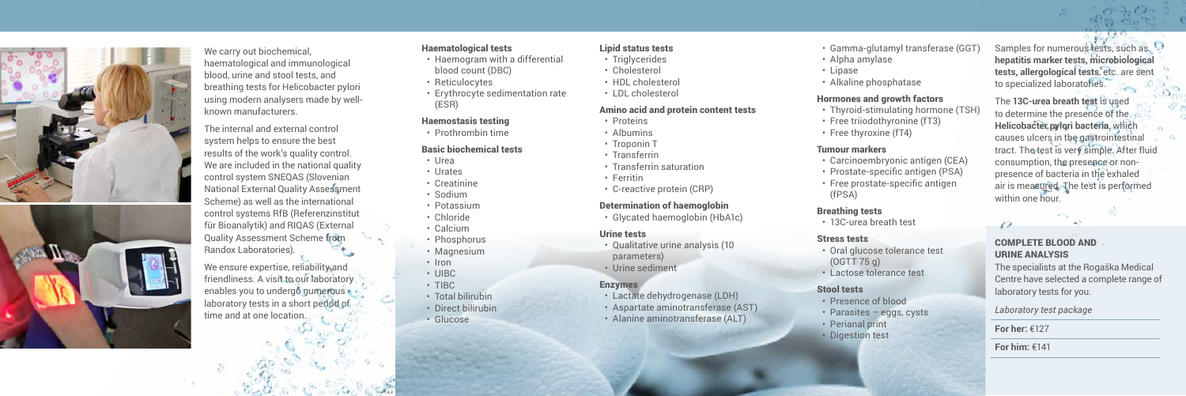We carry out biochemical, haematological and immunological blood, urine and stool tests, and breathing tests for Helicobacter pylori using modern analysers made by well-known manufacturers.

The internal and external control system helps to ensure the best results of the work's quality control. We are included in the national quality control system SNEQAS (Slovenian National External Quality Assessment Scheme) as well as the international control systems RfB (Referenzinstitut für Bioanalytik) and RIQAS (External Quality Assessment Scheme from Randox Laboratories).

We ensure expertise, reliability and friendliness. A visit to our laboratory enables you to undergo numerous laboratory tests in a short period of time and at one location.

### Haematological tests

- Haemogram with a differential blood count (DBC)
- Reticulocytes
- Erythrocyte sedimentation rate (ESR)

### Haemostasis testing

- Prothrombin time

### Basic biochemical tests

- Urea
- Urates
- Creatinine
- Sodium
- Potassium
- Chloride
- Calcium
- Phosphorus
- Magnesium
- Iron
- UIBC
- TIBC
- Total bilirubin
- Direct bilirubin
- Glucose

### Lipid status tests

- Triglycerides
- Cholesterol
- HDL cholesterol
- LDL cholesterol

### Amino acid and protein content tests

- Proteins
- Albumins
- Troponin T
- Transferrin
- Transferrin saturation
- Ferritin
- C-reactive protein (CRP)

### Determination of haemoglobin

- Glycated haemoglobin (HbA1c)

### Urine tests

- Qualitative urine analysis (10 parameters)
- Urine sediment

### Enzymes

- Lactate dehydrogenase (LDH)
- Aspartate aminotransferase (AST)
- Alanine aminotransferase (ALT)
- Gamma-glutamyl transferase (GGT)
- Alpha amylase
- Lipase
- Alkaline phosphatase

### Hormones and growth factors

- Thyroid-stimulating hormone (TSH)
- Free triiodothyronine (fT3)
- Free thyroxine (fT4)

### Tumour markers

- Carcinoembryonic antigen (CEA)
- Prostate-specific antigen (PSA)
- Free prostate-specific antigen (fPSA)

### Breathing tests

- 13C-urea breath test

### Stress tests

- Oral glucose tolerance test (OGTT 75 g)
- Lactose tolerance test

### Stool tests

- Presence of blood
- Parasites – eggs, cysts
- Perianal print
- Digestion test

Samples for numerous tests, such as **hepatitis marker tests, microbiological tests, allergological tests**, etc. are sent to specialized laboratories.

The **13C-urea breath test** is used to determine the presence of the **Helicobacter pylori bacteria**, which causes ulcers in the gastrointestinal tract. The test is very simple. After fluid consumption, the presence or non-presence of bacteria in the exhaled air is measured. The test is performed within one hour.

## COMPLETE BLOOD AND URINE ANALYSIS

The specialists at the Rogaška Medical Centre have selected a complete range of laboratory tests for you.

*Laboratory test package*

**For her:** €127

**For him:** €141